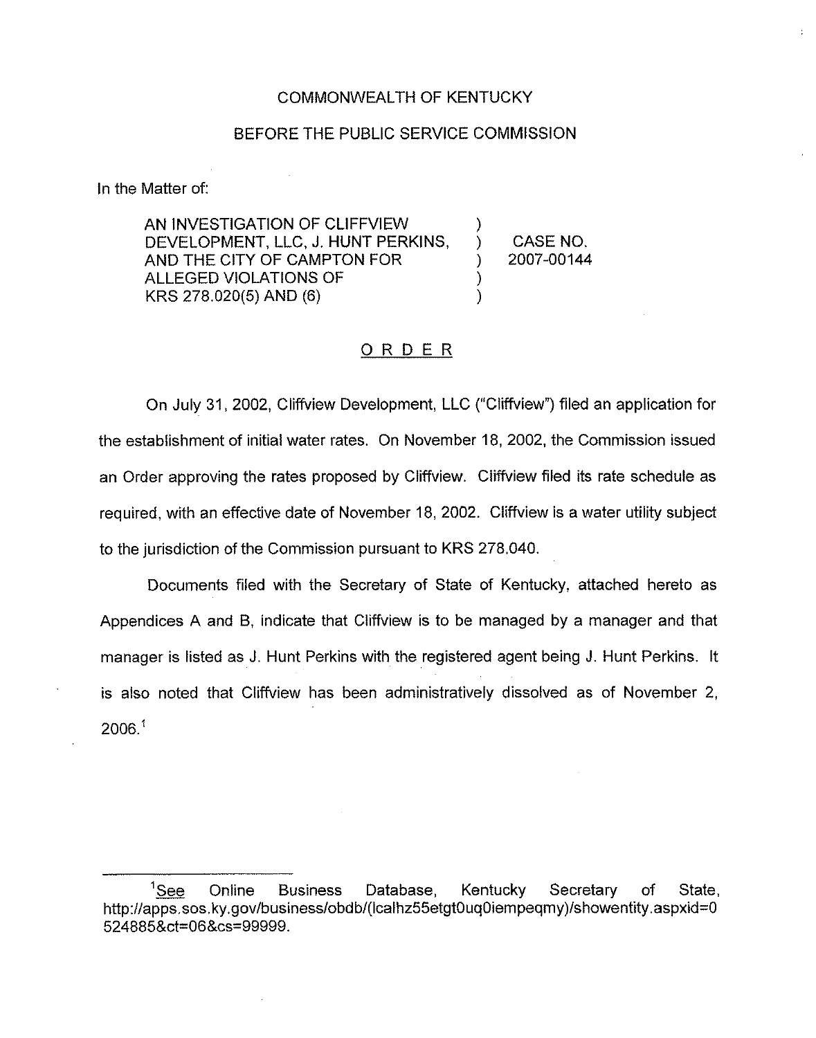COMMONWEALTH OF KENTUCKY

BEFORE THE PUBLIC SERVICE COMMISSION

In the Matter of:

| | | |
|---|---|---|
| AN INVESTIGATION OF CLIFFVIEW DEVELOPMENT, LLC, J. HUNT PERKINS, AND THE CITY OF CAMPTON FOR ALLEGED VIOLATIONS OF KRS 278.020(5) AND (6) | ) ) ) ) ) | CASE NO. 2007-00144 |

## ORDER

On July 31, 2002, Cliffview Development, LLC ("Cliffview") filed an application for the establishment of initial water rates. On November 18, 2002, the Commission issued an Order approving the rates proposed by Cliffview. Cliffview filed its rate schedule as required, with an effective date of November 18, 2002. Cliffview is a water utility subject to the jurisdiction of the Commission pursuant to KRS 278.040.

Documents filed with the Secretary of State of Kentucky, attached hereto as Appendices A and B, indicate that Cliffview is to be managed by a manager and that manager is listed as J. Hunt Perkins with the registered agent being J. Hunt Perkins. It is also noted that Cliffview has been administratively dissolved as of November 2, 2006.[1]

---

[1] See Online Business Database, Kentucky Secretary of State, http://apps.sos.ky.gov/business/obdb/(lcalhz55etgt0uq0iempeqmy)/showentity.aspxid=0524885&ct=06&cs=99999.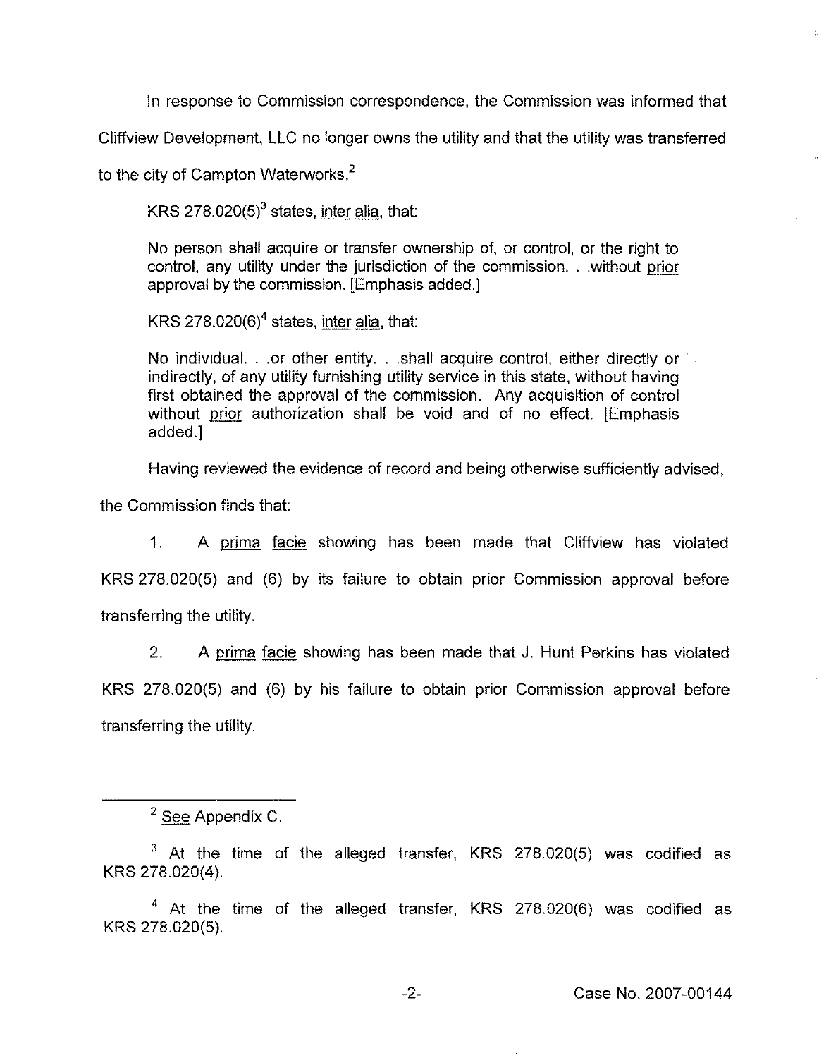In response to Commission correspondence, the Commission was informed that Cliffview Development, LLC no longer owns the utility and that the utility was transferred to the city of Campton Waterworks.[2]

KRS 278.020(5)[3] states, inter alia, that:

> No person shall acquire or transfer ownership of, or control, or the right to control, any utility under the jurisdiction of the commission. . .without prior approval by the commission. [Emphasis added.]

KRS 278.020(6)[4] states, inter alia, that:

> No individual. . .or other entity. . .shall acquire control, either directly or indirectly, of any utility furnishing utility service in this state, without having first obtained the approval of the commission. Any acquisition of control without prior authorization shall be void and of no effect. [Emphasis added.]

Having reviewed the evidence of record and being otherwise sufficiently advised, the Commission finds that:

1. A prima facie showing has been made that Cliffview has violated KRS 278.020(5) and (6) by its failure to obtain prior Commission approval before transferring the utility.

2. A prima facie showing has been made that J. Hunt Perkins has violated KRS 278.020(5) and (6) by his failure to obtain prior Commission approval before transferring the utility.

---

[2] See Appendix C.

[3] At the time of the alleged transfer, KRS 278.020(5) was codified as KRS 278.020(4).

[4] At the time of the alleged transfer, KRS 278.020(6) was codified as KRS 278.020(5).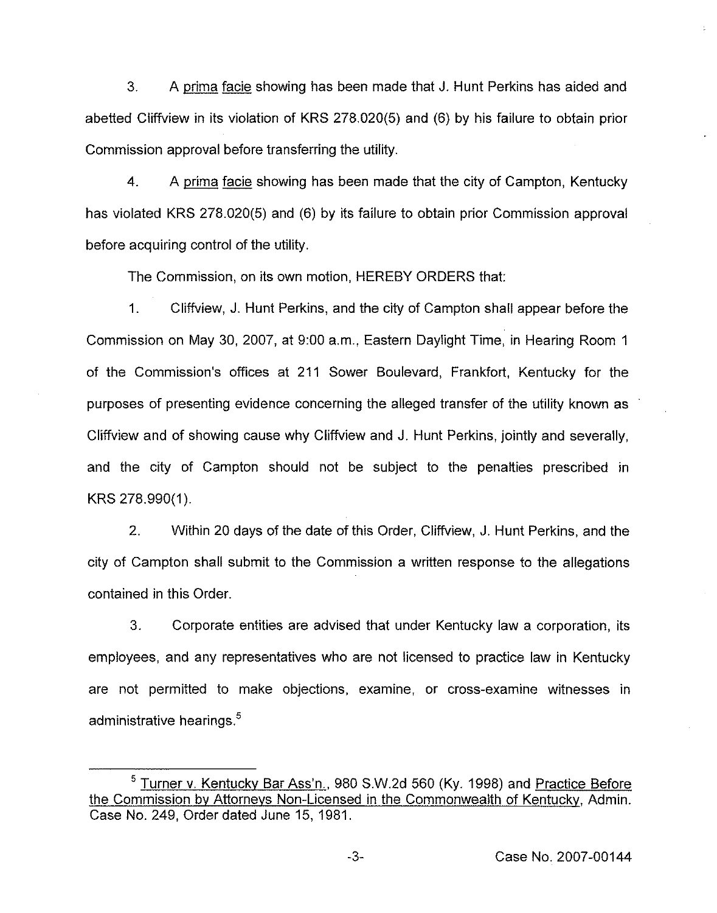3. A _prima facie_ showing has been made that J. Hunt Perkins has aided and abetted Cliffview in its violation of KRS 278.020(5) and (6) by his failure to obtain prior Commission approval before transferring the utility.

4. A _prima facie_ showing has been made that the city of Campton, Kentucky has violated KRS 278.020(5) and (6) by its failure to obtain prior Commission approval before acquiring control of the utility.

The Commission, on its own motion, HEREBY ORDERS that:

1. Cliffview, J. Hunt Perkins, and the city of Campton shall appear before the Commission on May 30, 2007, at 9:00 a.m., Eastern Daylight Time, in Hearing Room 1 of the Commission's offices at 211 Sower Boulevard, Frankfort, Kentucky for the purposes of presenting evidence concerning the alleged transfer of the utility known as Cliffview and of showing cause why Cliffview and J. Hunt Perkins, jointly and severally, and the city of Campton should not be subject to the penalties prescribed in KRS 278.990(1).

2. Within 20 days of the date of this Order, Cliffview, J. Hunt Perkins, and the city of Campton shall submit to the Commission a written response to the allegations contained in this Order.

3. Corporate entities are advised that under Kentucky law a corporation, its employees, and any representatives who are not licensed to practice law in Kentucky are not permitted to make objections, examine, or cross-examine witnesses in administrative hearings.[5]

---

[5] Turner v. Kentucky Bar Ass'n., 980 S.W.2d 560 (Ky. 1998) and Practice Before the Commission by Attorneys Non-Licensed in the Commonwealth of Kentucky, Admin. Case No. 249, Order dated June 15, 1981.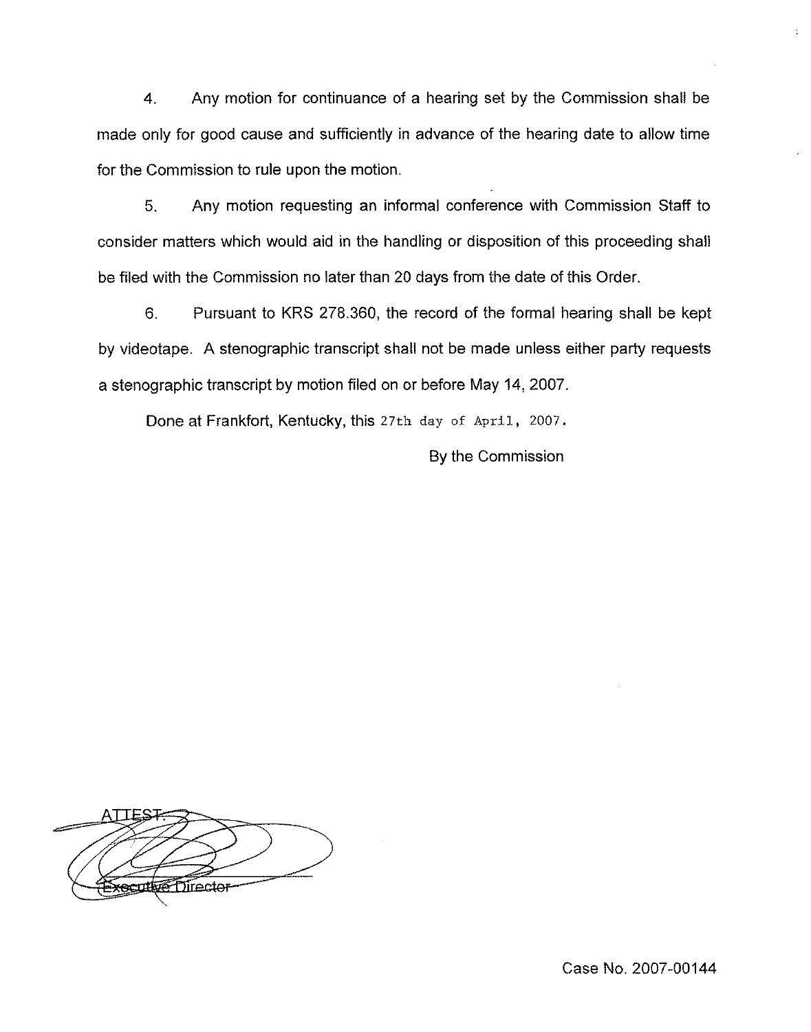4. Any motion for continuance of a hearing set by the Commission shall be made only for good cause and sufficiently in advance of the hearing date to allow time for the Commission to rule upon the motion.

5. Any motion requesting an informal conference with Commission Staff to consider matters which would aid in the handling or disposition of this proceeding shall be filed with the Commission no later than 20 days from the date of this Order.

6. Pursuant to KRS 278.360, the record of the formal hearing shall be kept by videotape. A stenographic transcript shall not be made unless either party requests a stenographic transcript by motion filed on or before May 14, 2007.

Done at Frankfort, Kentucky, this 27th day of April, 2007.

By the Commission

ATTEST:

Executive Director

Case No. 2007-00144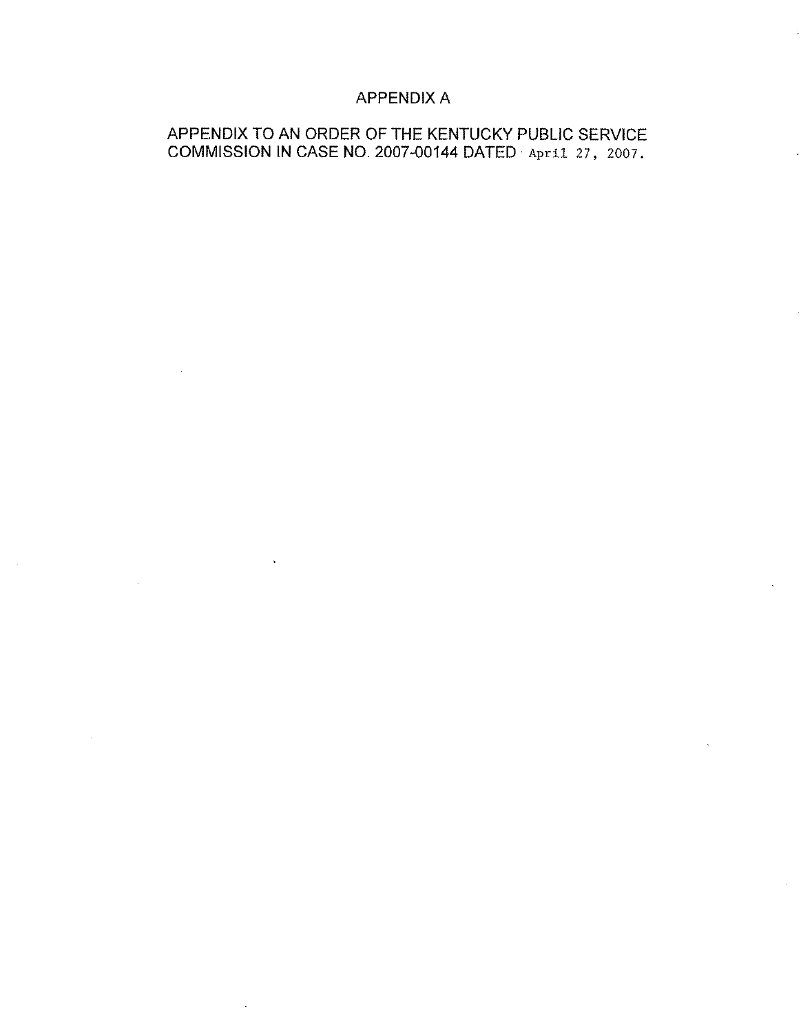# APPENDIX A

APPENDIX TO AN ORDER OF THE KENTUCKY PUBLIC SERVICE COMMISSION IN CASE NO. 2007-00144 DATED April 27, 2007.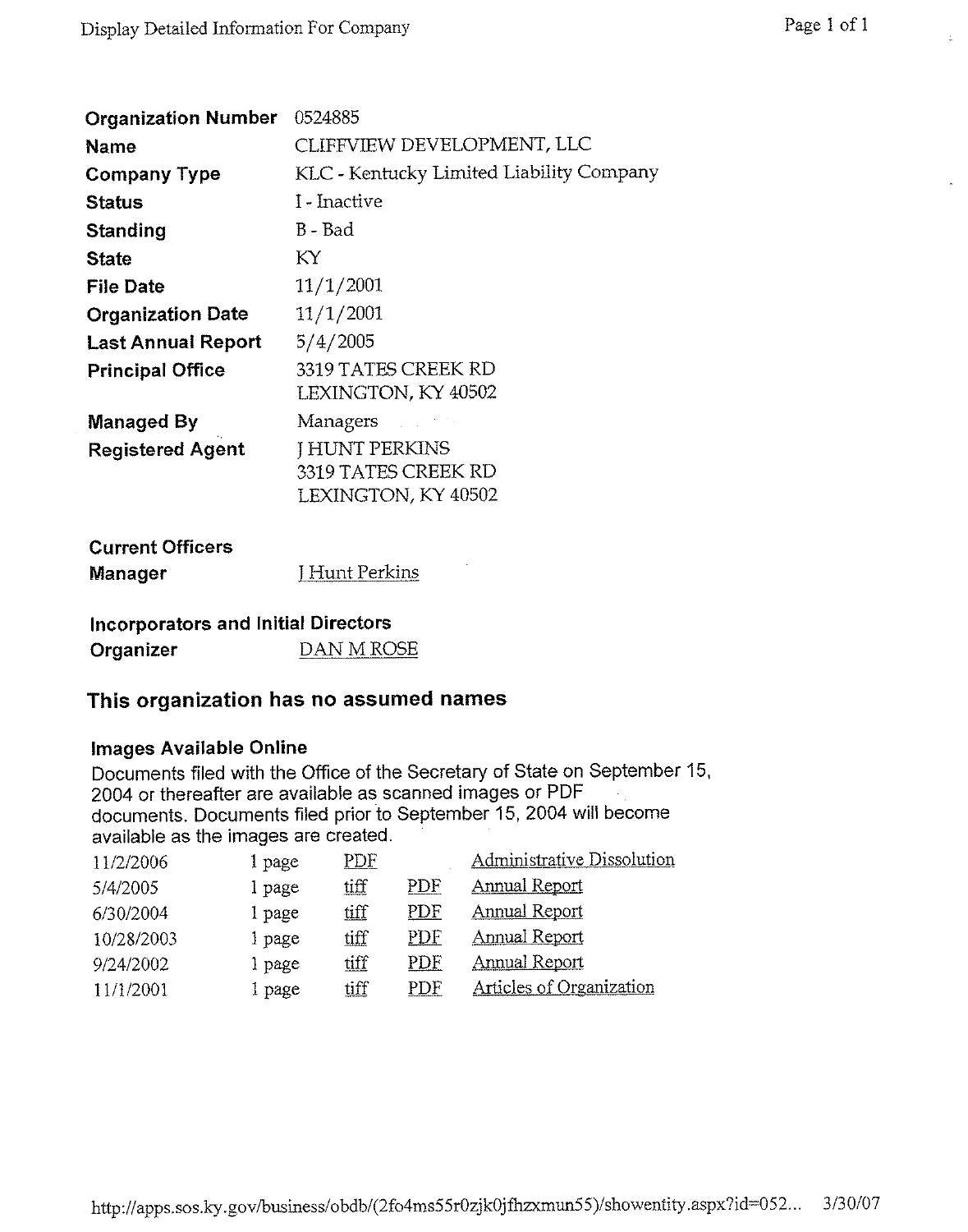| | |
|---|---|
| **Organization Number** | 0524885 |
| **Name** | CLIFFVIEW DEVELOPMENT, LLC |
| **Company Type** | KLC - Kentucky Limited Liability Company |
| **Status** | I - Inactive |
| **Standing** | B - Bad |
| **State** | KY |
| **File Date** | 11/1/2001 |
| **Organization Date** | 11/1/2001 |
| **Last Annual Report** | 5/4/2005 |
| **Principal Office** | 3319 TATES CREEK RD<br>LEXINGTON, KY 40502 |
| **Managed By** | Managers |
| **Registered Agent** | J HUNT PERKINS<br>3319 TATES CREEK RD<br>LEXINGTON, KY 40502 |

**Current Officers**

| | |
|---|---|
| **Manager** | J Hunt Perkins |

**Incorporators and Initial Directors**

| | |
|---|---|
| **Organizer** | DAN M ROSE |

## This organization has no assumed names

### Images Available Online

Documents filed with the Office of the Secretary of State on September 15, 2004 or thereafter are available as scanned images or PDF documents. Documents filed prior to September 15, 2004 will become available as the images are created.

| | | | | |
|---|---|---|---|---|
| 11/2/2006 | 1 page | PDF | | Administrative Dissolution |
| 5/4/2005 | 1 page | tiff | PDF | Annual Report |
| 6/30/2004 | 1 page | tiff | PDF | Annual Report |
| 10/28/2003 | 1 page | tiff | PDF | Annual Report |
| 9/24/2002 | 1 page | tiff | PDF | Annual Report |
| 11/1/2001 | 1 page | tiff | PDF | Articles of Organization |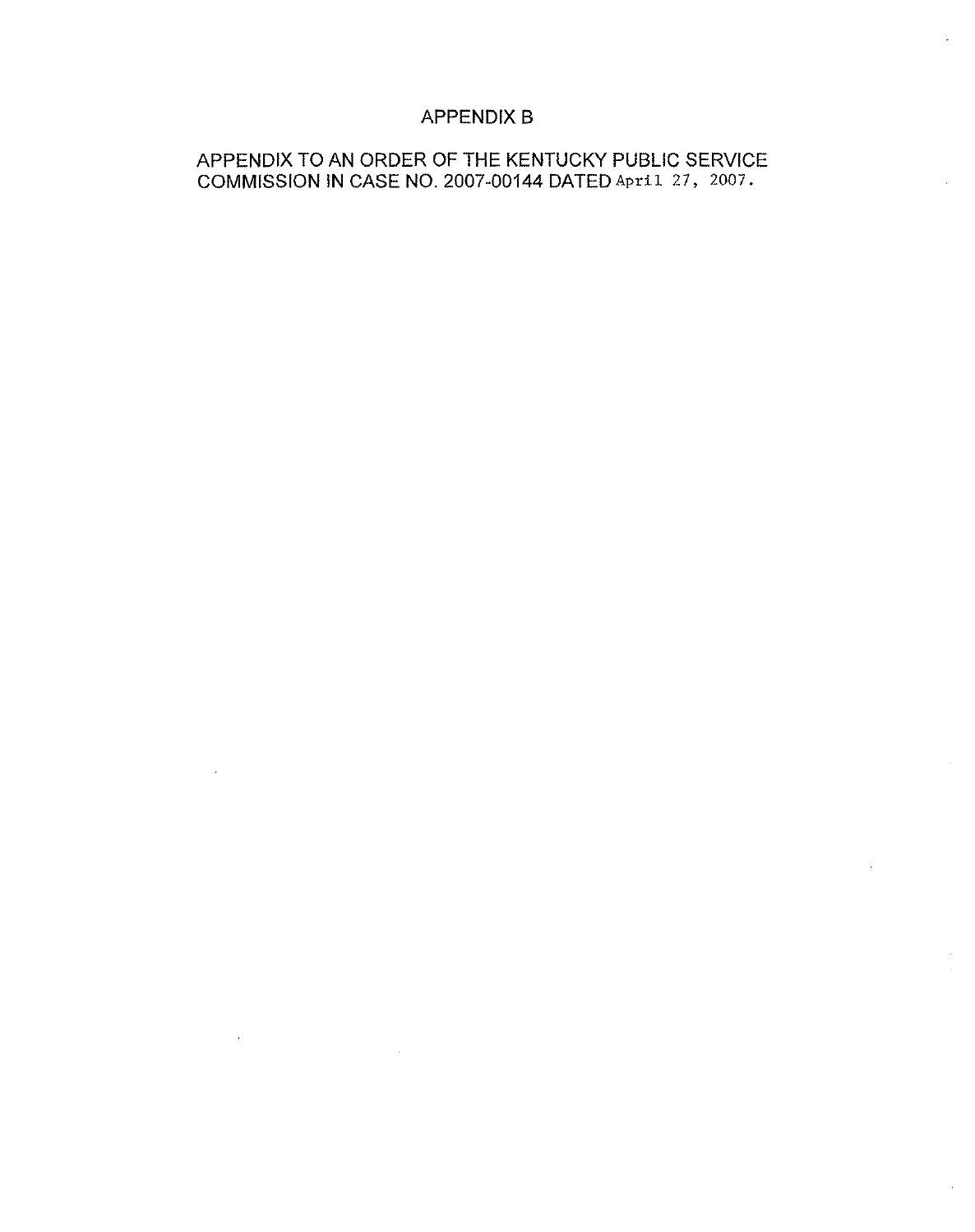# APPENDIX B

APPENDIX TO AN ORDER OF THE KENTUCKY PUBLIC SERVICE COMMISSION IN CASE NO. 2007-00144 DATED April 27, 2007.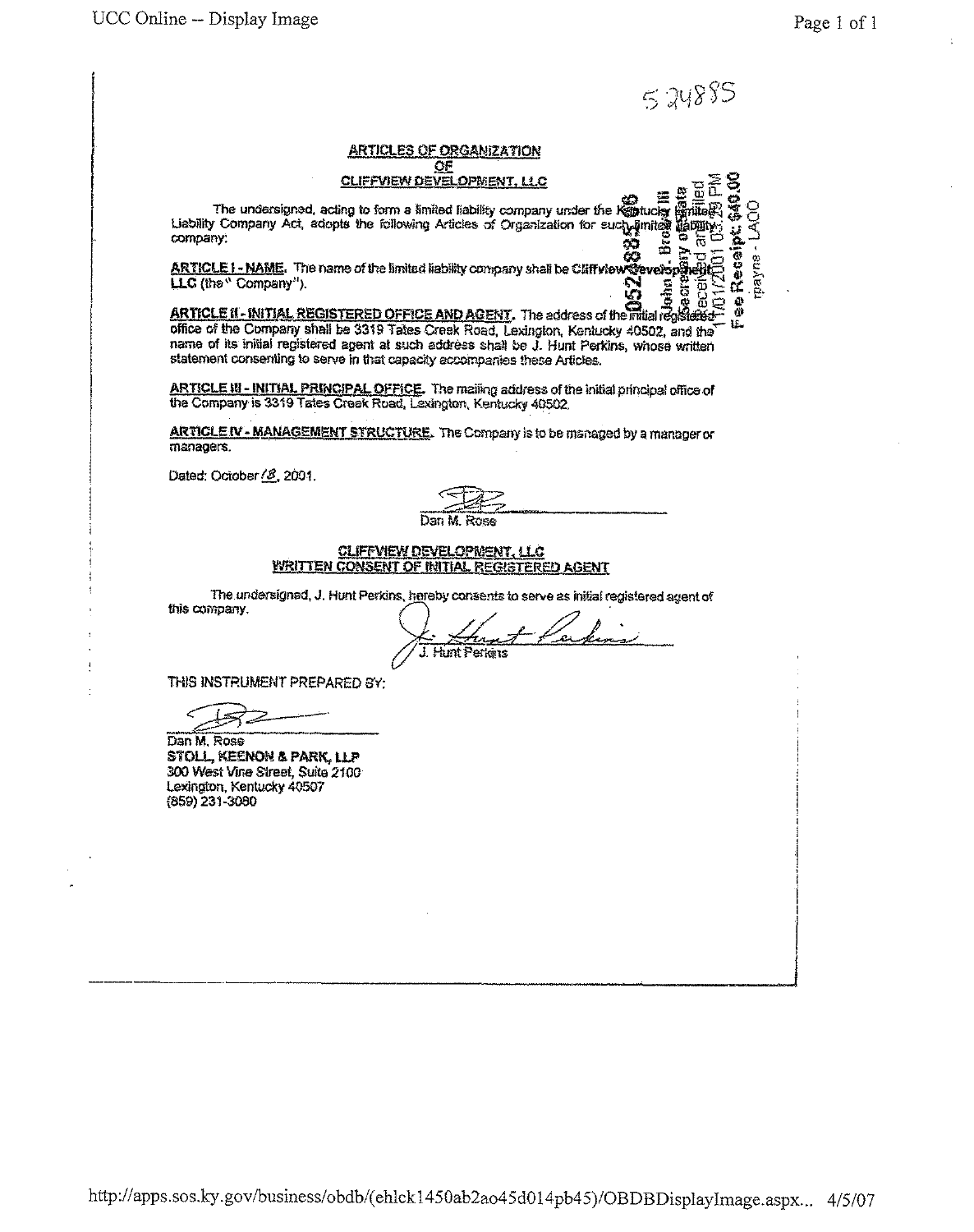5 24885

# ARTICLES OF ORGANIZATION
## OF
## CLIFFVIEW DEVELOPMENT, LLC

0524885.06
John Y. Brown III
Secretary of State
Received and Filed
11/01/2001 03:29 PM
Fee Receipt: $40.00
rpayne - LAOO

The undersigned, acting to form a limited liability company under the Kentucky Limited Liability Company Act, adopts the following Articles of Organization for such limited liability company:

**ARTICLE I - NAME.** The name of the limited liability company shall be **Cliffview Development, LLC** (the "Company").

**ARTICLE II - INITIAL REGISTERED OFFICE AND AGENT.** The address of the initial registered office of the Company shall be 3319 Tates Creek Road, Lexington, Kentucky 40502, and the name of its initial registered agent at such address shall be J. Hunt Perkins, whose written statement consenting to serve in that capacity accompanies these Articles.

**ARTICLE III - INITIAL PRINCIPAL OFFICE.** The mailing address of the initial principal office of the Company is 3319 Tates Creek Road, Lexington, Kentucky 40502.

**ARTICLE IV - MANAGEMENT STRUCTURE.** The Company is to be managed by a manager or managers.

Dated: October 18, 2001.

Dan M. Rose

## CLIFFVIEW DEVELOPMENT, LLC
## WRITTEN CONSENT OF INITIAL REGISTERED AGENT

The undersigned, J. Hunt Perkins, hereby consents to serve as initial registered agent of this company.

J. Hunt Perkins

THIS INSTRUMENT PREPARED BY:

Dan M. Rose
**STOLL, KEENON & PARK, LLP**
300 West Vine Street, Suite 2100
Lexington, Kentucky 40507
(859) 231-3080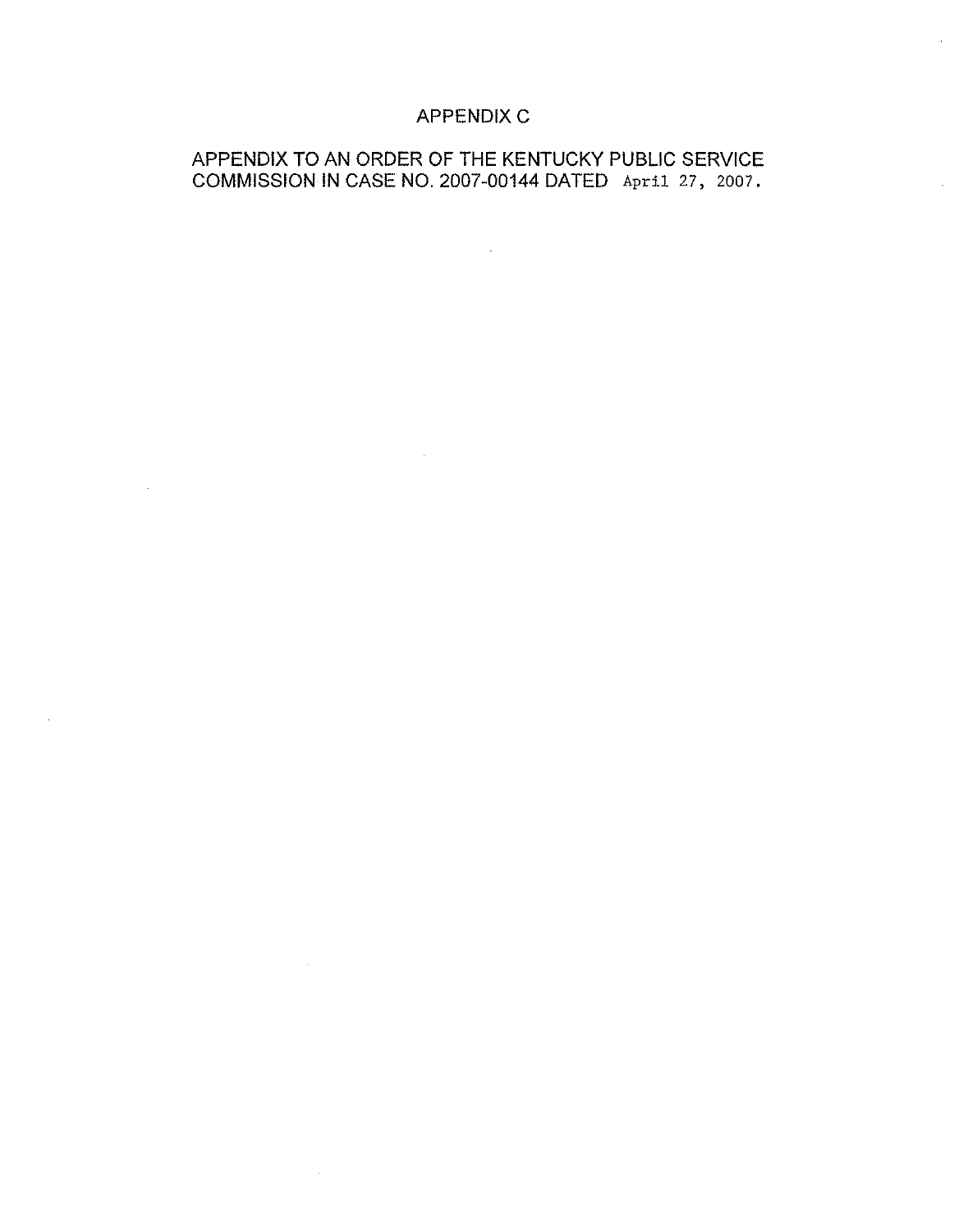# APPENDIX C

APPENDIX TO AN ORDER OF THE KENTUCKY PUBLIC SERVICE COMMISSION IN CASE NO. 2007-00144 DATED April 27, 2007.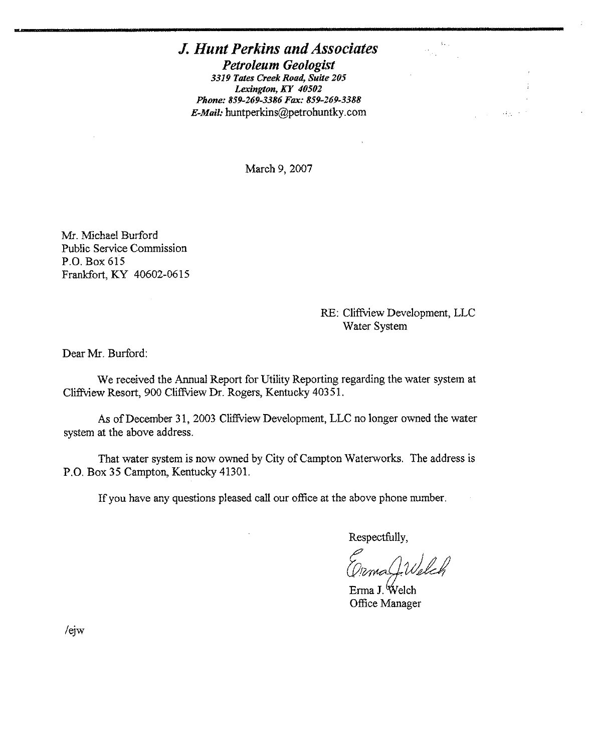# *J. Hunt Perkins and Associates*

***Petroleum Geologist***

***3319 Tates Creek Road, Suite 205***
***Lexington, KY 40502***
***Phone: 859-269-3386 Fax: 859-269-3388***
***E-Mail:*** huntperkins@petrohuntky.com

March 9, 2007

Mr. Michael Burford
Public Service Commission
P.O. Box 615
Frankfort, KY 40602-0615

RE: Cliffview Development, LLC
Water System

Dear Mr. Burford:

We received the Annual Report for Utility Reporting regarding the water system at Cliffview Resort, 900 Cliffview Dr. Rogers, Kentucky 40351.

As of December 31, 2003 Cliffview Development, LLC no longer owned the water system at the above address.

That water system is now owned by City of Campton Waterworks. The address is P.O. Box 35 Campton, Kentucky 41301.

If you have any questions pleased call our office at the above phone number.

Respectfully,

Erma J. Welch

Erma J. Welch
Office Manager

/ejw